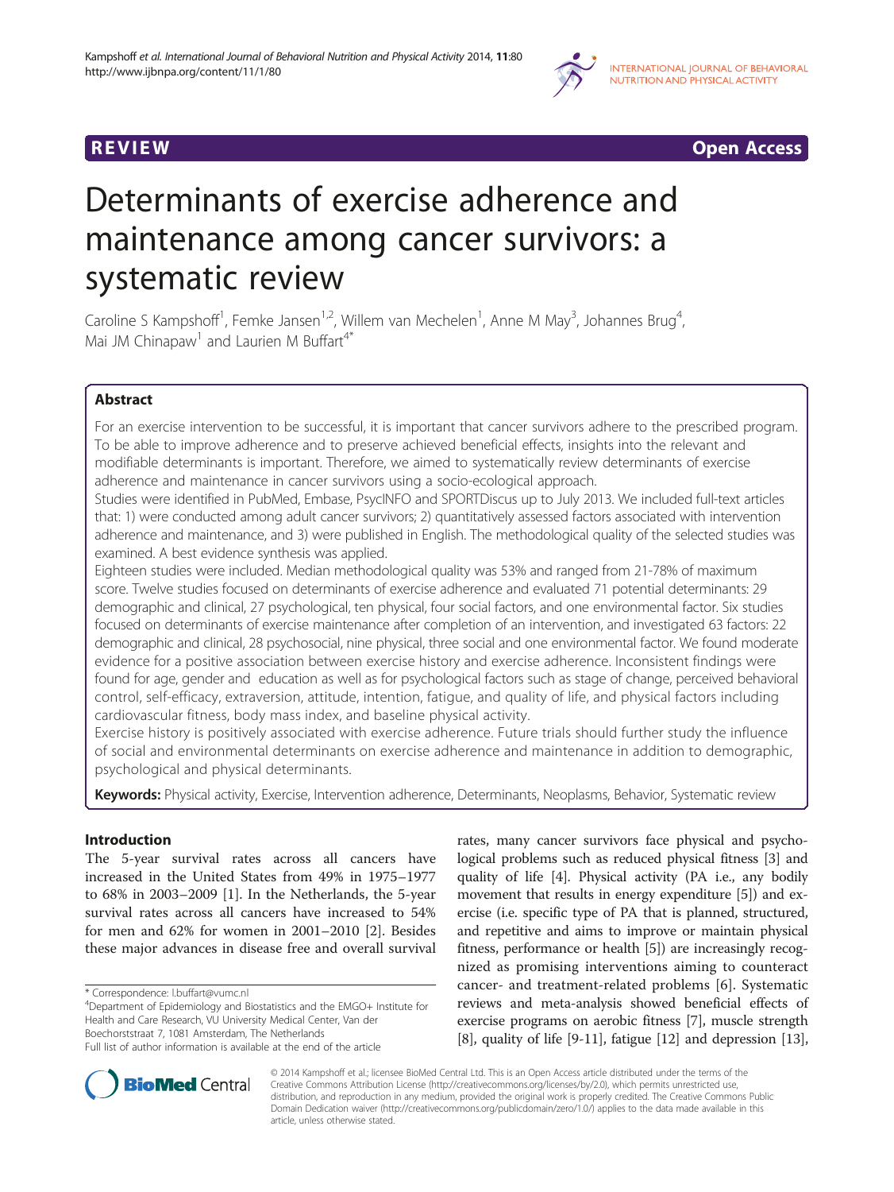REVIEW Open Access

# Determinants of exercise adherence and maintenance among cancer survivors: a systematic review

Caroline S Kampshoff[1], Femke Jansen[1,2], Willem van Mechelen[1], Anne M May[3], Johannes Brug[4], Mai JM Chinapaw[1] and Laurien M Buffart[4*]

## Abstract

For an exercise intervention to be successful, it is important that cancer survivors adhere to the prescribed program. To be able to improve adherence and to preserve achieved beneficial effects, insights into the relevant and modifiable determinants is important. Therefore, we aimed to systematically review determinants of exercise adherence and maintenance in cancer survivors using a socio-ecological approach.

Studies were identified in PubMed, Embase, PsycINFO and SPORTDiscus up to July 2013. We included full-text articles that: 1) were conducted among adult cancer survivors; 2) quantitatively assessed factors associated with intervention adherence and maintenance, and 3) were published in English. The methodological quality of the selected studies was examined. A best evidence synthesis was applied.

Eighteen studies were included. Median methodological quality was 53% and ranged from 21-78% of maximum score. Twelve studies focused on determinants of exercise adherence and evaluated 71 potential determinants: 29 demographic and clinical, 27 psychological, ten physical, four social factors, and one environmental factor. Six studies focused on determinants of exercise maintenance after completion of an intervention, and investigated 63 factors: 22 demographic and clinical, 28 psychosocial, nine physical, three social and one environmental factor. We found moderate evidence for a positive association between exercise history and exercise adherence. Inconsistent findings were found for age, gender and education as well as for psychological factors such as stage of change, perceived behavioral control, self-efficacy, extraversion, attitude, intention, fatigue, and quality of life, and physical factors including cardiovascular fitness, body mass index, and baseline physical activity.

Exercise history is positively associated with exercise adherence. Future trials should further study the influence of social and environmental determinants on exercise adherence and maintenance in addition to demographic, psychological and physical determinants.

**Keywords:** Physical activity, Exercise, Intervention adherence, Determinants, Neoplasms, Behavior, Systematic review

## Introduction

The 5-year survival rates across all cancers have increased in the United States from 49% in 1975–1977 to 68% in 2003–2009 [1]. In the Netherlands, the 5-year survival rates across all cancers have increased to 54% for men and 62% for women in 2001–2010 [2]. Besides these major advances in disease free and overall survival rates, many cancer survivors face physical and psychological problems such as reduced physical fitness [3] and quality of life [4]. Physical activity (PA i.e., any bodily movement that results in energy expenditure [5]) and exercise (i.e. specific type of PA that is planned, structured, and repetitive and aims to improve or maintain physical fitness, performance or health [5]) are increasingly recognized as promising interventions aiming to counteract cancer- and treatment-related problems [6]. Systematic reviews and meta-analysis showed beneficial effects of exercise programs on aerobic fitness [7], muscle strength [8], quality of life [9-11], fatigue [12] and depression [13],

* Correspondence: l.buffart@vumc.nl
[4]Department of Epidemiology and Biostatistics and the EMGO+ Institute for Health and Care Research, VU University Medical Center, Van der Boechorststraat 7, 1081 Amsterdam, The Netherlands
Full list of author information is available at the end of the article

© 2014 Kampshoff et al.; licensee BioMed Central Ltd. This is an Open Access article distributed under the terms of the Creative Commons Attribution License (http://creativecommons.org/licenses/by/2.0), which permits unrestricted use, distribution, and reproduction in any medium, provided the original work is properly credited. The Creative Commons Public Domain Dedication waiver (http://creativecommons.org/publicdomain/zero/1.0/) applies to the data made available in this article, unless otherwise stated.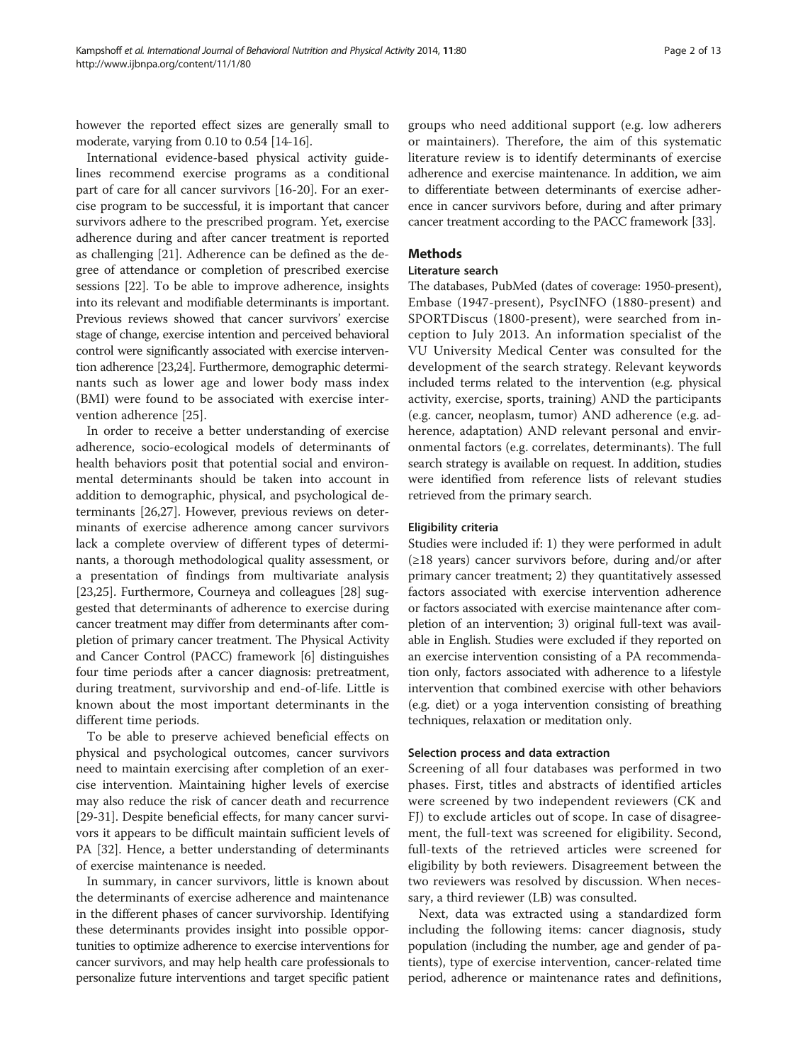however the reported effect sizes are generally small to moderate, varying from 0.10 to 0.54 [14-16].

International evidence-based physical activity guidelines recommend exercise programs as a conditional part of care for all cancer survivors [16-20]. For an exercise program to be successful, it is important that cancer survivors adhere to the prescribed program. Yet, exercise adherence during and after cancer treatment is reported as challenging [21]. Adherence can be defined as the degree of attendance or completion of prescribed exercise sessions [22]. To be able to improve adherence, insights into its relevant and modifiable determinants is important. Previous reviews showed that cancer survivors' exercise stage of change, exercise intention and perceived behavioral control were significantly associated with exercise intervention adherence [23,24]. Furthermore, demographic determinants such as lower age and lower body mass index (BMI) were found to be associated with exercise intervention adherence [25].

In order to receive a better understanding of exercise adherence, socio-ecological models of determinants of health behaviors posit that potential social and environmental determinants should be taken into account in addition to demographic, physical, and psychological determinants [26,27]. However, previous reviews on determinants of exercise adherence among cancer survivors lack a complete overview of different types of determinants, a thorough methodological quality assessment, or a presentation of findings from multivariate analysis [23,25]. Furthermore, Courneya and colleagues [28] suggested that determinants of adherence to exercise during cancer treatment may differ from determinants after completion of primary cancer treatment. The Physical Activity and Cancer Control (PACC) framework [6] distinguishes four time periods after a cancer diagnosis: pretreatment, during treatment, survivorship and end-of-life. Little is known about the most important determinants in the different time periods.

To be able to preserve achieved beneficial effects on physical and psychological outcomes, cancer survivors need to maintain exercising after completion of an exercise intervention. Maintaining higher levels of exercise may also reduce the risk of cancer death and recurrence [29-31]. Despite beneficial effects, for many cancer survivors it appears to be difficult maintain sufficient levels of PA [32]. Hence, a better understanding of determinants of exercise maintenance is needed.

In summary, in cancer survivors, little is known about the determinants of exercise adherence and maintenance in the different phases of cancer survivorship. Identifying these determinants provides insight into possible opportunities to optimize adherence to exercise interventions for cancer survivors, and may help health care professionals to personalize future interventions and target specific patient groups who need additional support (e.g. low adherers or maintainers). Therefore, the aim of this systematic literature review is to identify determinants of exercise adherence and exercise maintenance. In addition, we aim to differentiate between determinants of exercise adherence in cancer survivors before, during and after primary cancer treatment according to the PACC framework [33].

## Methods

### Literature search

The databases, PubMed (dates of coverage: 1950-present), Embase (1947-present), PsycINFO (1880-present) and SPORTDiscus (1800-present), were searched from inception to July 2013. An information specialist of the VU University Medical Center was consulted for the development of the search strategy. Relevant keywords included terms related to the intervention (e.g. physical activity, exercise, sports, training) AND the participants (e.g. cancer, neoplasm, tumor) AND adherence (e.g. adherence, adaptation) AND relevant personal and environmental factors (e.g. correlates, determinants). The full search strategy is available on request. In addition, studies were identified from reference lists of relevant studies retrieved from the primary search.

### Eligibility criteria

Studies were included if: 1) they were performed in adult (≥18 years) cancer survivors before, during and/or after primary cancer treatment; 2) they quantitatively assessed factors associated with exercise intervention adherence or factors associated with exercise maintenance after completion of an intervention; 3) original full-text was available in English. Studies were excluded if they reported on an exercise intervention consisting of a PA recommendation only, factors associated with adherence to a lifestyle intervention that combined exercise with other behaviors (e.g. diet) or a yoga intervention consisting of breathing techniques, relaxation or meditation only.

### Selection process and data extraction

Screening of all four databases was performed in two phases. First, titles and abstracts of identified articles were screened by two independent reviewers (CK and FJ) to exclude articles out of scope. In case of disagreement, the full-text was screened for eligibility. Second, full-texts of the retrieved articles were screened for eligibility by both reviewers. Disagreement between the two reviewers was resolved by discussion. When necessary, a third reviewer (LB) was consulted.

Next, data was extracted using a standardized form including the following items: cancer diagnosis, study population (including the number, age and gender of patients), type of exercise intervention, cancer-related time period, adherence or maintenance rates and definitions,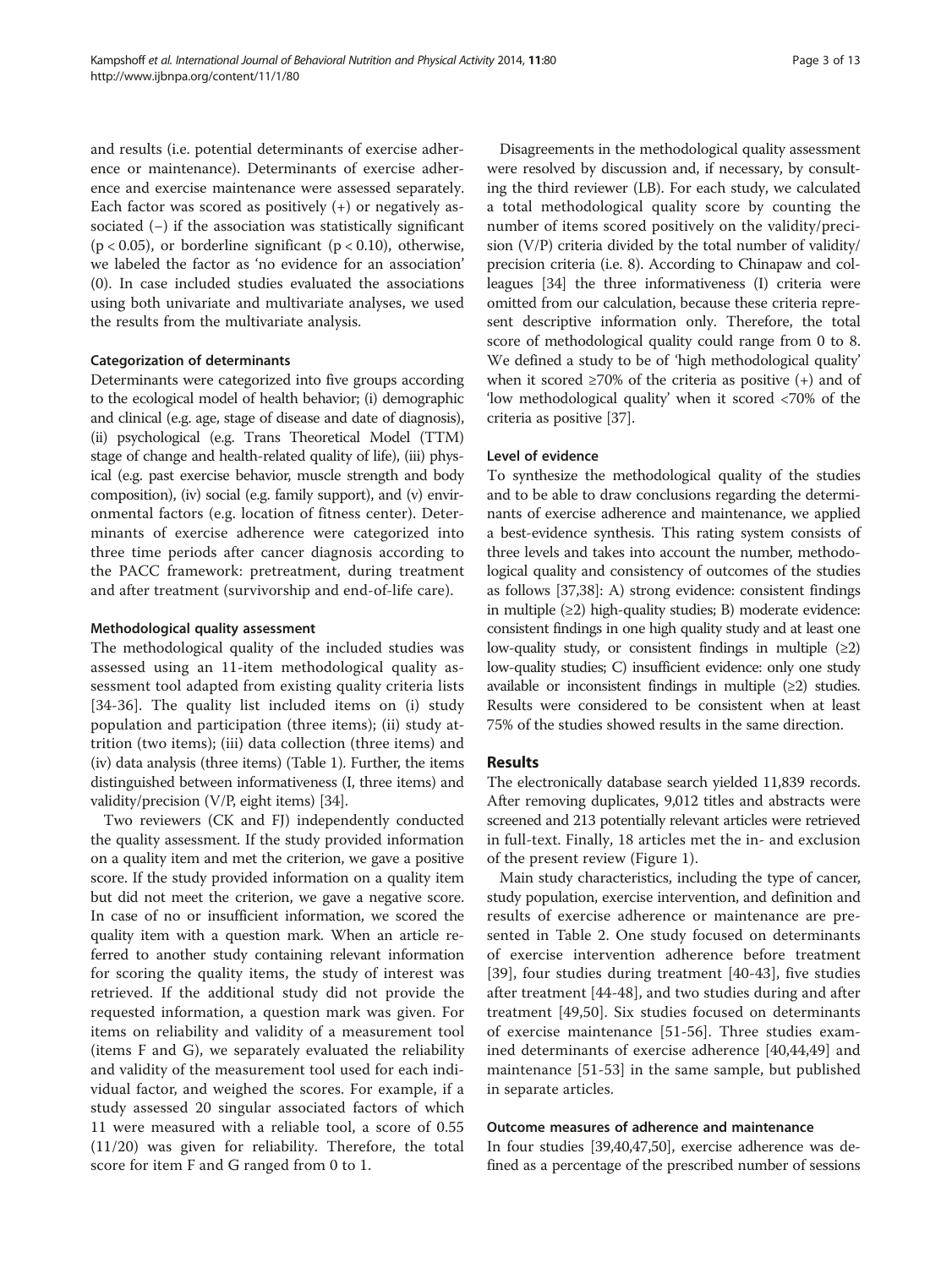and results (i.e. potential determinants of exercise adherence or maintenance). Determinants of exercise adherence and exercise maintenance were assessed separately. Each factor was scored as positively (+) or negatively associated (−) if the association was statistically significant ($p < 0.05$), or borderline significant ($p < 0.10$), otherwise, we labeled the factor as 'no evidence for an association' (0). In case included studies evaluated the associations using both univariate and multivariate analyses, we used the results from the multivariate analysis.

#### Categorization of determinants

Determinants were categorized into five groups according to the ecological model of health behavior; (i) demographic and clinical (e.g. age, stage of disease and date of diagnosis), (ii) psychological (e.g. Trans Theoretical Model (TTM) stage of change and health-related quality of life), (iii) physical (e.g. past exercise behavior, muscle strength and body composition), (iv) social (e.g. family support), and (v) environmental factors (e.g. location of fitness center). Determinants of exercise adherence were categorized into three time periods after cancer diagnosis according to the PACC framework: pretreatment, during treatment and after treatment (survivorship and end-of-life care).

#### Methodological quality assessment

The methodological quality of the included studies was assessed using an 11-item methodological quality assessment tool adapted from existing quality criteria lists [34-36]. The quality list included items on (i) study population and participation (three items); (ii) study attrition (two items); (iii) data collection (three items) and (iv) data analysis (three items) (Table 1). Further, the items distinguished between informativeness (I, three items) and validity/precision (V/P, eight items) [34].

Two reviewers (CK and FJ) independently conducted the quality assessment. If the study provided information on a quality item and met the criterion, we gave a positive score. If the study provided information on a quality item but did not meet the criterion, we gave a negative score. In case of no or insufficient information, we scored the quality item with a question mark. When an article referred to another study containing relevant information for scoring the quality items, the study of interest was retrieved. If the additional study did not provide the requested information, a question mark was given. For items on reliability and validity of a measurement tool (items F and G), we separately evaluated the reliability and validity of the measurement tool used for each individual factor, and weighed the scores. For example, if a study assessed 20 singular associated factors of which 11 were measured with a reliable tool, a score of 0.55 (11/20) was given for reliability. Therefore, the total score for item F and G ranged from 0 to 1.

Disagreements in the methodological quality assessment were resolved by discussion and, if necessary, by consulting the third reviewer (LB). For each study, we calculated a total methodological quality score by counting the number of items scored positively on the validity/precision (V/P) criteria divided by the total number of validity/precision criteria (i.e. 8). According to Chinapaw and colleagues [34] the three informativeness (I) criteria were omitted from our calculation, because these criteria represent descriptive information only. Therefore, the total score of methodological quality could range from 0 to 8. We defined a study to be of 'high methodological quality' when it scored ≥70% of the criteria as positive (+) and of 'low methodological quality' when it scored <70% of the criteria as positive [37].

#### Level of evidence

To synthesize the methodological quality of the studies and to be able to draw conclusions regarding the determinants of exercise adherence and maintenance, we applied a best-evidence synthesis. This rating system consists of three levels and takes into account the number, methodological quality and consistency of outcomes of the studies as follows [37,38]: A) strong evidence: consistent findings in multiple (≥2) high-quality studies; B) moderate evidence: consistent findings in one high quality study and at least one low-quality study, or consistent findings in multiple (≥2) low-quality studies; C) insufficient evidence: only one study available or inconsistent findings in multiple (≥2) studies. Results were considered to be consistent when at least 75% of the studies showed results in the same direction.

## Results

The electronically database search yielded 11,839 records. After removing duplicates, 9,012 titles and abstracts were screened and 213 potentially relevant articles were retrieved in full-text. Finally, 18 articles met the in- and exclusion of the present review (Figure 1).

Main study characteristics, including the type of cancer, study population, exercise intervention, and definition and results of exercise adherence or maintenance are presented in Table 2. One study focused on determinants of exercise intervention adherence before treatment [39], four studies during treatment [40-43], five studies after treatment [44-48], and two studies during and after treatment [49,50]. Six studies focused on determinants of exercise maintenance [51-56]. Three studies examined determinants of exercise adherence [40,44,49] and maintenance [51-53] in the same sample, but published in separate articles.

#### Outcome measures of adherence and maintenance

In four studies [39,40,47,50], exercise adherence was defined as a percentage of the prescribed number of sessions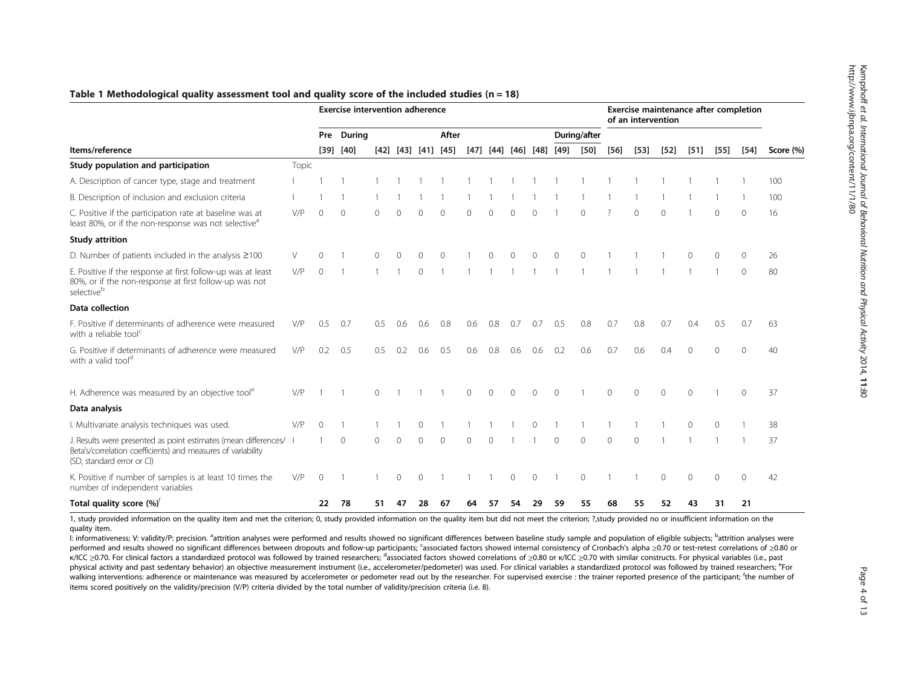**Table 1 Methodological quality assessment tool and quality score of the included studies (n = 18)**

| | | Exercise intervention adherence | | | | | | | | | | | | Exercise maintenance after completion of an intervention | | | | | | |
|---|---|---|---|---|---|---|---|---|---|---|---|---|---|---|---|---|---|---|---|---|
| | | Pre | During | | | | After | | | | | During/after | | | | | | | | |
| Items/reference | | [39] | [40] | [42] | [43] | [41] | [45] | [47] | [44] | [46] | [48] | [49] | [50] | [56] | [53] | [52] | [51] | [55] | [54] | Score (%) |
| **Study population and participation** | Topic | | | | | | | | | | | | | | | | | | | |
| A. Description of cancer type, stage and treatment | I | 1 | 1 | 1 | 1 | 1 | 1 | 1 | 1 | 1 | 1 | 1 | 1 | 1 | 1 | 1 | 1 | 1 | 1 | 100 |
| B. Description of inclusion and exclusion criteria | I | 1 | 1 | 1 | 1 | 1 | 1 | 1 | 1 | 1 | 1 | 1 | 1 | 1 | 1 | 1 | 1 | 1 | 1 | 100 |
| C. Positive if the participation rate at baseline was at least 80%, or if the non-response was not selective[a] | V/P | 0 | 0 | 0 | 0 | 0 | 0 | 0 | 0 | 0 | 0 | 1 | 0 | ? | 0 | 0 | 1 | 0 | 0 | 16 |
| **Study attrition** | | | | | | | | | | | | | | | | | | | | |
| D. Number of patients included in the analysis ≥100 | V | 0 | 1 | 0 | 0 | 0 | 0 | 1 | 0 | 0 | 0 | 0 | 0 | 1 | 1 | 1 | 0 | 0 | 0 | 26 |
| E. Positive if the response at first follow-up was at least 80%, or if the non-response at first follow-up was not selective[b] | V/P | 0 | 1 | 1 | 1 | 0 | 1 | 1 | 1 | 1 | 1 | 1 | 1 | 1 | 1 | 1 | 1 | 1 | 0 | 80 |
| **Data collection** | | | | | | | | | | | | | | | | | | | | |
| F. Positive if determinants of adherence were measured with a reliable tool[c] | V/P | 0.5 | 0.7 | 0.5 | 0.6 | 0.6 | 0.8 | 0.6 | 0.8 | 0.7 | 0.7 | 0.5 | 0.8 | 0.7 | 0.8 | 0.7 | 0.4 | 0.5 | 0.7 | 63 |
| G. Positive if determinants of adherence were measured with a valid tool[d] | V/P | 0.2 | 0.5 | 0.5 | 0.2 | 0.6 | 0.5 | 0.6 | 0.8 | 0.6 | 0.6 | 0.2 | 0.6 | 0.7 | 0.6 | 0.4 | 0 | 0 | 0 | 40 |
| H. Adherence was measured by an objective tool[e] | V/P | 1 | 1 | 0 | 1 | 1 | 1 | 0 | 0 | 0 | 0 | 0 | 1 | 0 | 0 | 0 | 0 | 1 | 0 | 37 |
| **Data analysis** | | | | | | | | | | | | | | | | | | | | |
| I. Multivariate analysis techniques was used. | V/P | 0 | 1 | 1 | 1 | 0 | 1 | 1 | 1 | 1 | 0 | 1 | 1 | 1 | 1 | 1 | 0 | 0 | 1 | 38 |
| J. Results were presented as point estimates (mean differences/ Beta's/correlation coefficients) and measures of variability (SD, standard error or CI) | I | 1 | 0 | 0 | 0 | 0 | 0 | 0 | 0 | 1 | 1 | 0 | 0 | 0 | 0 | 1 | 1 | 1 | 1 | 37 |
| K. Positive if number of samples is at least 10 times the number of independent variables | V/P | 0 | 1 | 1 | 0 | 0 | 1 | 1 | 1 | 0 | 0 | 1 | 0 | 1 | 1 | 0 | 0 | 0 | 0 | 42 |
| **Total quality score (%)**[f] | | **22** | **78** | **51** | **47** | **28** | **67** | **64** | **57** | **54** | **29** | **59** | **55** | **68** | **55** | **52** | **43** | **31** | **21** | |

1, study provided information on the quality item and met the criterion; 0, study provided information on the quality item but did not meet the criterion; ?,study provided no or insufficient information on the quality item.

I: informativeness; V: validity/P: precision. [a]attrition analyses were performed and results showed no significant differences between baseline study sample and population of eligible subjects; [b]attrition analyses were performed and results showed no significant differences between dropouts and follow-up participants; [c]associated factors showed internal consistency of Cronbach's alpha ≥0.70 or test-retest correlations of ≥0.80 or κ/ICC ≥0.70. For clinical factors a standardized protocol was followed by trained researchers; [d]associated factors showed correlations of ≥0.80 or κ/ICC ≥0.70 with similar constructs. For physical variables (i.e., past physical activity and past sedentary behavior) an objective measurement instrument (i.e., accelerometer/pedometer) was used. For clinical variables a standardized protocol was followed by trained researchers; [e]For walking interventions: adherence or maintenance was measured by accelerometer or pedometer read out by the researcher. For supervised exercise : the trainer reported presence of the participant; [f]the number of items scored positively on the validity/precision (V/P) criteria divided by the total number of validity/precision criteria (i.e. 8).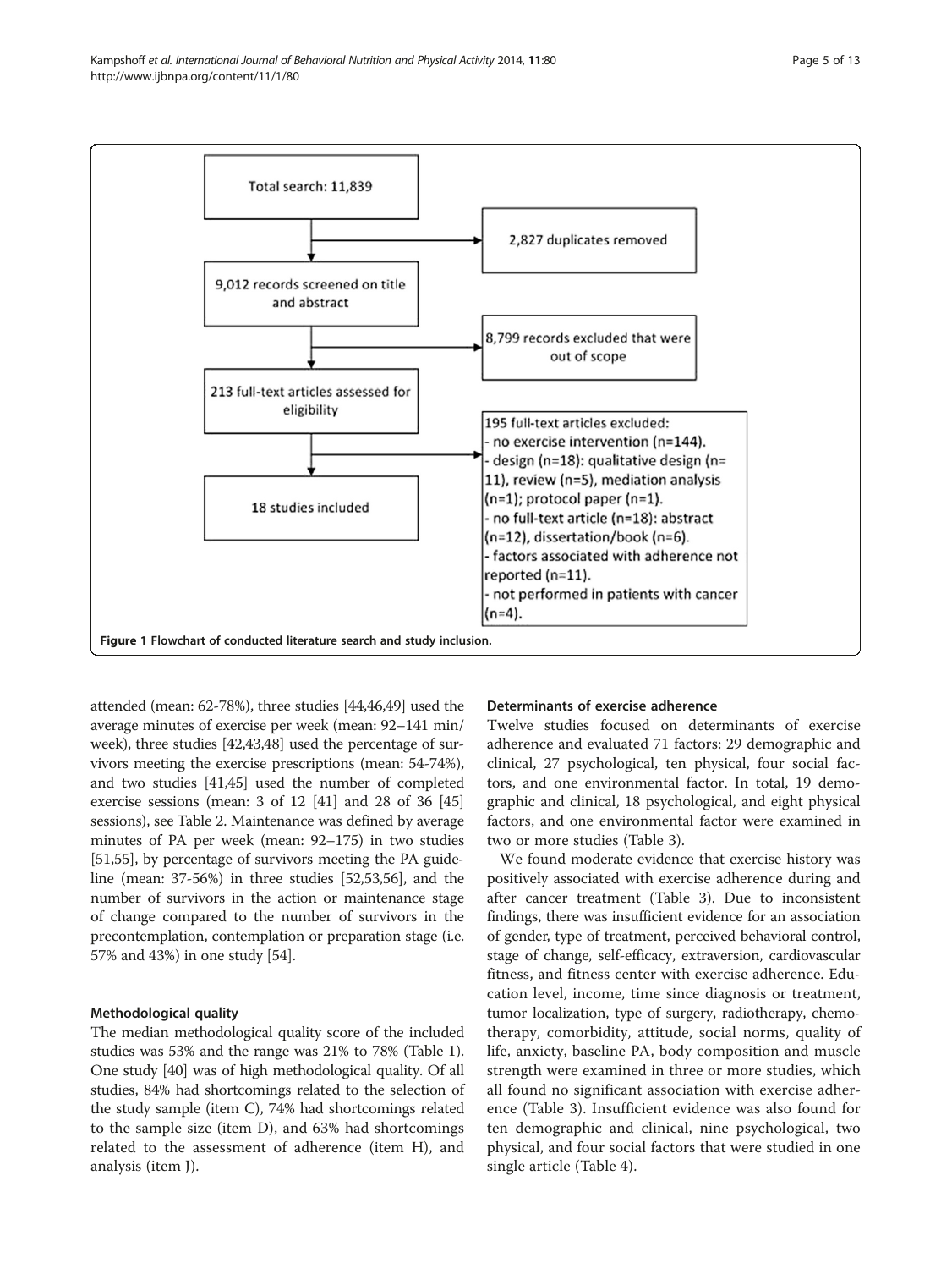Total search: 11,839

2,827 duplicates removed

9,012 records screened on title and abstract

8,799 records excluded that were out of scope

213 full-text articles assessed for eligibility

195 full-text articles excluded:
- no exercise intervention (n=144).
- design (n=18): qualitative design (n=11), review (n=5), mediation analysis (n=1); protocol paper (n=1).
- no full-text article (n=18): abstract (n=12), dissertation/book (n=6).
- factors associated with adherence not reported (n=11).
- not performed in patients with cancer (n=4).

18 studies included

**Figure 1** Flowchart of conducted literature search and study inclusion.

attended (mean: 62-78%), three studies [44,46,49] used the average minutes of exercise per week (mean: 92–141 min/week), three studies [42,43,48] used the percentage of survivors meeting the exercise prescriptions (mean: 54-74%), and two studies [41,45] used the number of completed exercise sessions (mean: 3 of 12 [41] and 28 of 36 [45] sessions), see Table 2. Maintenance was defined by average minutes of PA per week (mean: 92–175) in two studies [51,55], by percentage of survivors meeting the PA guideline (mean: 37-56%) in three studies [52,53,56], and the number of survivors in the action or maintenance stage of change compared to the number of survivors in the precontemplation, contemplation or preparation stage (i.e. 57% and 43%) in one study [54].

### Methodological quality

The median methodological quality score of the included studies was 53% and the range was 21% to 78% (Table 1). One study [40] was of high methodological quality. Of all studies, 84% had shortcomings related to the selection of the study sample (item C), 74% had shortcomings related to the sample size (item D), and 63% had shortcomings related to the assessment of adherence (item H), and analysis (item J).

### Determinants of exercise adherence

Twelve studies focused on determinants of exercise adherence and evaluated 71 factors: 29 demographic and clinical, 27 psychological, ten physical, four social factors, and one environmental factor. In total, 19 demographic and clinical, 18 psychological, and eight physical factors, and one environmental factor were examined in two or more studies (Table 3).

We found moderate evidence that exercise history was positively associated with exercise adherence during and after cancer treatment (Table 3). Due to inconsistent findings, there was insufficient evidence for an association of gender, type of treatment, perceived behavioral control, stage of change, self-efficacy, extraversion, cardiovascular fitness, and fitness center with exercise adherence. Education level, income, time since diagnosis or treatment, tumor localization, type of surgery, radiotherapy, chemotherapy, comorbidity, attitude, social norms, quality of life, anxiety, baseline PA, body composition and muscle strength were examined in three or more studies, which all found no significant association with exercise adherence (Table 3). Insufficient evidence was also found for ten demographic and clinical, nine psychological, two physical, and four social factors that were studied in one single article (Table 4).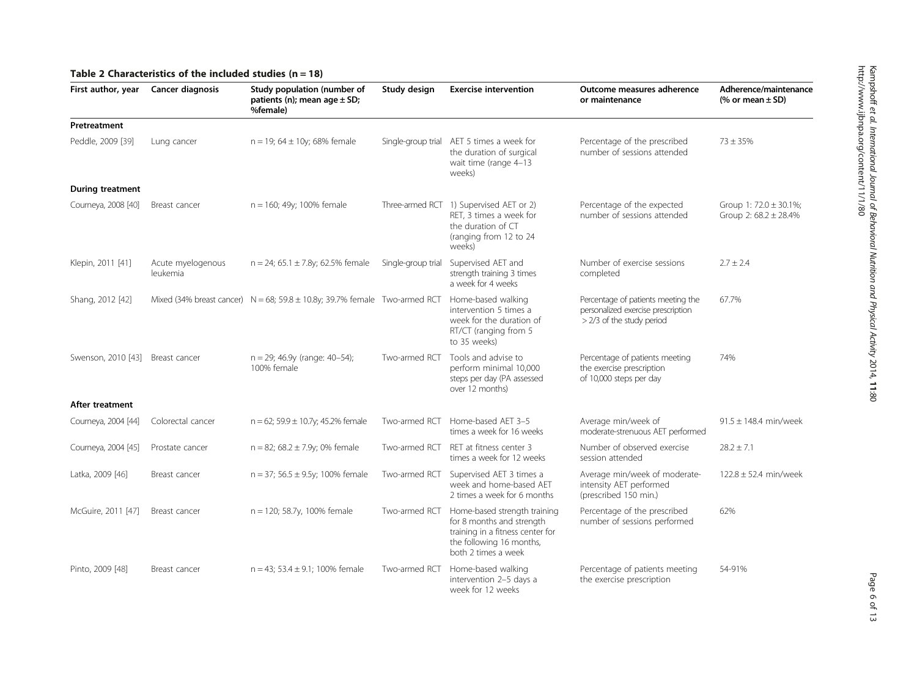**Table 2 Characteristics of the included studies (n = 18)**

| First author, year | Cancer diagnosis | Study population (number of patients (n); mean age ± SD; %female) | Study design | Exercise intervention | Outcome measures adherence or maintenance | Adherence/maintenance (% or mean ± SD) |
|---|---|---|---|---|---|---|
| **Pretreatment** | | | | | | |
| Peddle, 2009 [39] | Lung cancer | n = 19; 64 ± 10y; 68% female | Single-group trial | AET 5 times a week for the duration of surgical wait time (range 4–13 weeks) | Percentage of the prescribed number of sessions attended | 73 ± 35% |
| **During treatment** | | | | | | |
| Courneya, 2008 [40] | Breast cancer | n = 160; 49y; 100% female | Three-armed RCT | 1) Supervised AET or 2) RET, 3 times a week for the duration of CT (ranging from 12 to 24 weeks) | Percentage of the expected number of sessions attended | Group 1: 72.0 ± 30.1%; Group 2: 68.2 ± 28.4% |
| Klepin, 2011 [41] | Acute myelogenous leukemia | n = 24; 65.1 ± 7.8y; 62.5% female | Single-group trial | Supervised AET and strength training 3 times a week for 4 weeks | Number of exercise sessions completed | 2.7 ± 2.4 |
| Shang, 2012 [42] | Mixed (34% breast cancer) | N = 68; 59.8 ± 10.8y; 39.7% female | Two-armed RCT | Home-based walking intervention 5 times a week for the duration of RT/CT (ranging from 5 to 35 weeks) | Percentage of patients meeting the personalized exercise prescription > 2/3 of the study period | 67.7% |
| Swenson, 2010 [43] | Breast cancer | n = 29; 46.9y (range: 40–54); 100% female | Two-armed RCT | Tools and advise to perform minimal 10,000 steps per day (PA assessed over 12 months) | Percentage of patients meeting the exercise prescription of 10,000 steps per day | 74% |
| **After treatment** | | | | | | |
| Courneya, 2004 [44] | Colorectal cancer | n = 62; 59.9 ± 10.7y; 45.2% female | Two-armed RCT | Home-based AET 3–5 times a week for 16 weeks | Average min/week of moderate-strenuous AET performed | 91.5 ± 148.4 min/week |
| Courneya, 2004 [45] | Prostate cancer | n = 82; 68.2 ± 7.9y; 0% female | Two-armed RCT | RET at fitness center 3 times a week for 12 weeks | Number of observed exercise session attended | 28.2 ± 7.1 |
| Latka, 2009 [46] | Breast cancer | n = 37; 56.5 ± 9.5y; 100% female | Two-armed RCT | Supervised AET 3 times a week and home-based AET 2 times a week for 6 months | Average min/week of moderate-intensity AET performed (prescribed 150 min.) | 122.8 ± 52.4 min/week |
| McGuire, 2011 [47] | Breast cancer | n = 120; 58.7y, 100% female | Two-armed RCT | Home-based strength training for 8 months and strength training in a fitness center for the following 16 months, both 2 times a week | Percentage of the prescribed number of sessions performed | 62% |
| Pinto, 2009 [48] | Breast cancer | n = 43; 53.4 ± 9.1; 100% female | Two-armed RCT | Home-based walking intervention 2–5 days a week for 12 weeks | Percentage of patients meeting the exercise prescription | 54-91% |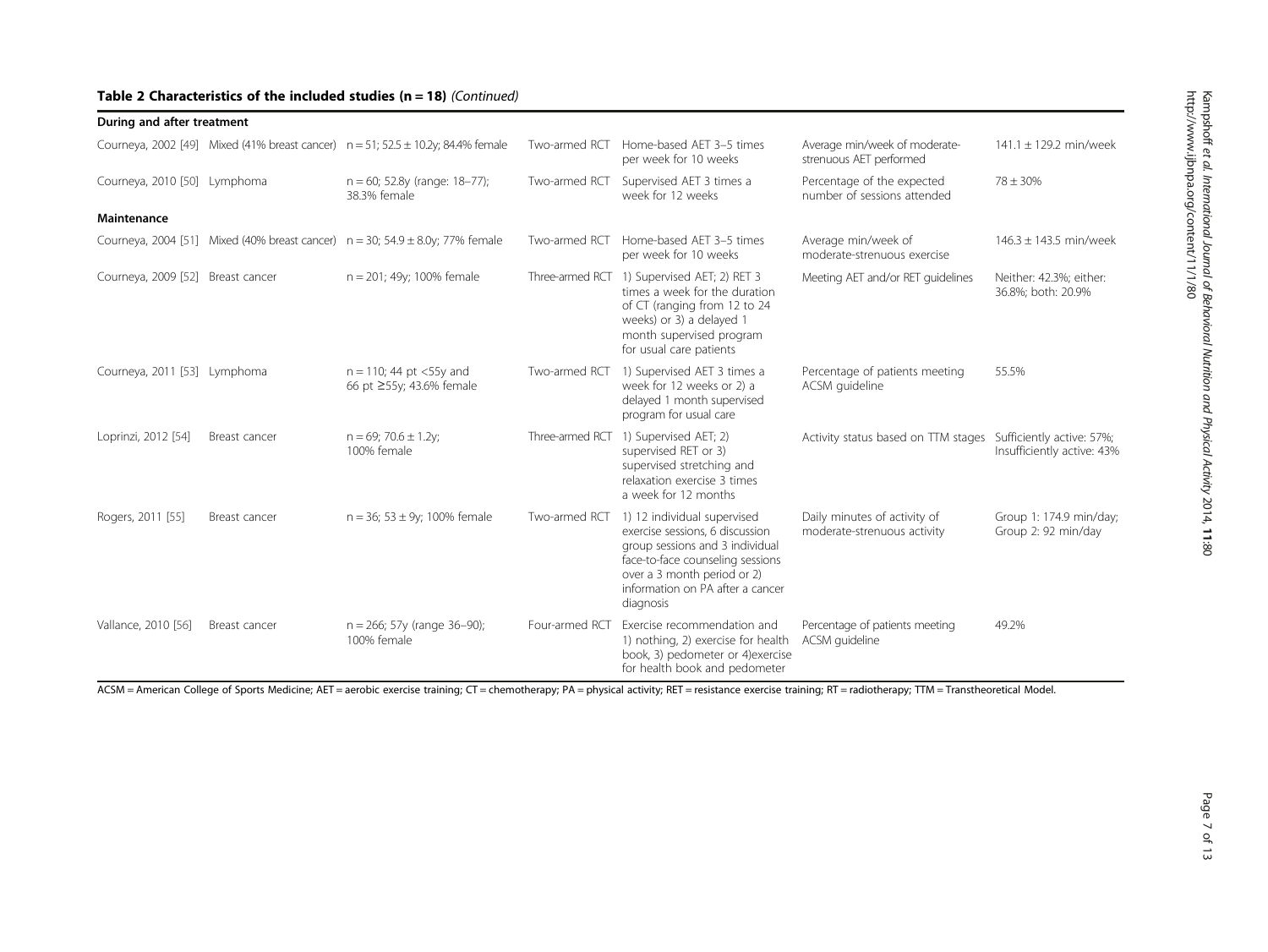**Table 2 Characteristics of the included studies (n = 18)** *(Continued)*

| | | | | | | |
|---|---|---|---|---|---|---|
| **During and after treatment** | | | | | | |
| Courneya, 2002 [49] | Mixed (41% breast cancer) | n = 51; 52.5 ± 10.2y; 84.4% female | Two-armed RCT | Home-based AET 3–5 times per week for 10 weeks | Average min/week of moderate-strenuous AET performed | 141.1 ± 129.2 min/week |
| Courneya, 2010 [50] | Lymphoma | n = 60; 52.8y (range: 18–77); 38.3% female | Two-armed RCT | Supervised AET 3 times a week for 12 weeks | Percentage of the expected number of sessions attended | 78 ± 30% |
| **Maintenance** | | | | | | |
| Courneya, 2004 [51] | Mixed (40% breast cancer) | n = 30; 54.9 ± 8.0y; 77% female | Two-armed RCT | Home-based AET 3–5 times per week for 10 weeks | Average min/week of moderate-strenuous exercise | 146.3 ± 143.5 min/week |
| Courneya, 2009 [52] | Breast cancer | n = 201; 49y; 100% female | Three-armed RCT | 1) Supervised AET; 2) RET 3 times a week for the duration of CT (ranging from 12 to 24 weeks) or 3) a delayed 1 month supervised program for usual care patients | Meeting AET and/or RET guidelines | Neither: 42.3%; either: 36.8%; both: 20.9% |
| Courneya, 2011 [53] | Lymphoma | n = 110; 44 pt <55y and 66 pt ≥55y; 43.6% female | Two-armed RCT | 1) Supervised AET 3 times a week for 12 weeks or 2) a delayed 1 month supervised program for usual care | Percentage of patients meeting ACSM guideline | 55.5% |
| Loprinzi, 2012 [54] | Breast cancer | n = 69; 70.6 ± 1.2y; 100% female | Three-armed RCT | 1) Supervised AET; 2) supervised RET or 3) supervised stretching and relaxation exercise 3 times a week for 12 months | Activity status based on TTM stages | Sufficiently active: 57%; Insufficiently active: 43% |
| Rogers, 2011 [55] | Breast cancer | n = 36; 53 ± 9y; 100% female | Two-armed RCT | 1) 12 individual supervised exercise sessions, 6 discussion group sessions and 3 individual face-to-face counseling sessions over a 3 month period or 2) information on PA after a cancer diagnosis | Daily minutes of activity of moderate-strenuous activity | Group 1: 174.9 min/day; Group 2: 92 min/day |
| Vallance, 2010 [56] | Breast cancer | n = 266; 57y (range 36–90); 100% female | Four-armed RCT | Exercise recommendation and 1) nothing, 2) exercise for health book, 3) pedometer or 4)exercise for health book and pedometer | Percentage of patients meeting ACSM guideline | 49.2% |

ACSM = American College of Sports Medicine; AET = aerobic exercise training; CT = chemotherapy; PA = physical activity; RET = resistance exercise training; RT = radiotherapy; TTM = Transtheoretical Model.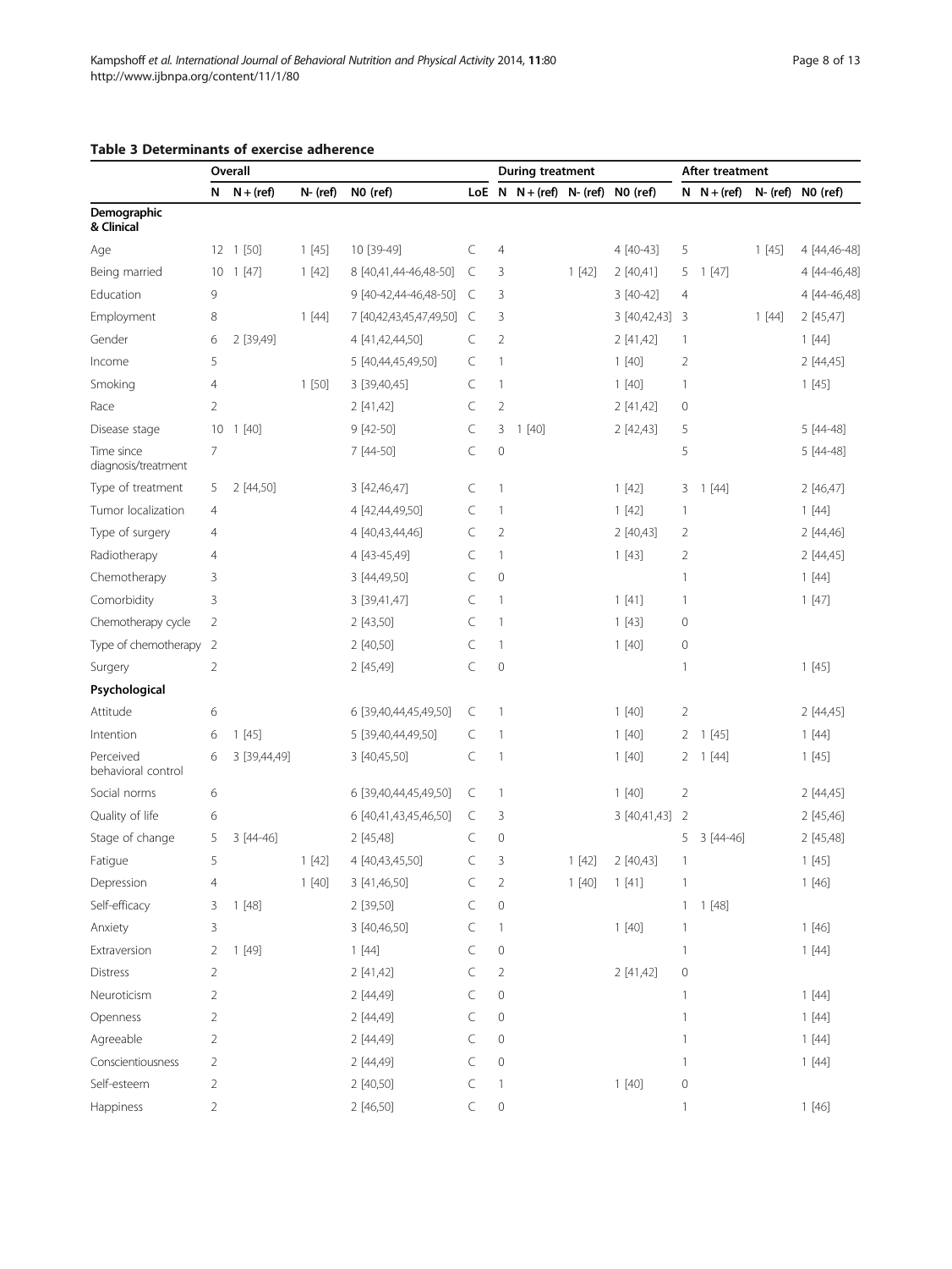**Table 3 Determinants of exercise adherence**

| | Overall | | | | | During treatment | | | | After treatment | | | |
|---|---|---|---|---|---|---|---|---|---|---|---|---|---|
| | N | N + (ref) | N- (ref) | N0 (ref) | LoE | N | N + (ref) | N- (ref) | N0 (ref) | N | N + (ref) | N- (ref) | N0 (ref) |
| **Demographic & Clinical** | | | | | | | | | | | | | |
| Age | 12 | 1 [50] | 1 [45] | 10 [39-49] | C | 4 | | | 4 [40-43] | 5 | | 1 [45] | 4 [44,46-48] |
| Being married | 10 | 1 [47] | 1 [42] | 8 [40,41,44-46,48-50] | C | 3 | | 1 [42] | 2 [40,41] | 5 | 1 [47] | | 4 [44-46,48] |
| Education | 9 | | | 9 [40-42,44-46,48-50] | C | 3 | | | 3 [40-42] | 4 | | | 4 [44-46,48] |
| Employment | 8 | | 1 [44] | 7 [40,42,43,45,47,49,50] | C | 3 | | | 3 [40,42,43] | 3 | | 1 [44] | 2 [45,47] |
| Gender | 6 | 2 [39,49] | | 4 [41,42,44,50] | C | 2 | | | 2 [41,42] | 1 | | | 1 [44] |
| Income | 5 | | | 5 [40,44,45,49,50] | C | 1 | | | 1 [40] | 2 | | | 2 [44,45] |
| Smoking | 4 | | 1 [50] | 3 [39,40,45] | C | 1 | | | 1 [40] | 1 | | | 1 [45] |
| Race | 2 | | | 2 [41,42] | C | 2 | | | 2 [41,42] | 0 | | | |
| Disease stage | 10 | 1 [40] | | 9 [42-50] | C | 3 | 1 [40] | | 2 [42,43] | 5 | | | 5 [44-48] |
| Time since diagnosis/treatment | 7 | | | 7 [44-50] | C | 0 | | | | 5 | | | 5 [44-48] |
| Type of treatment | 5 | 2 [44,50] | | 3 [42,46,47] | C | 1 | | | 1 [42] | 3 | 1 [44] | | 2 [46,47] |
| Tumor localization | 4 | | | 4 [42,44,49,50] | C | 1 | | | 1 [42] | 1 | | | 1 [44] |
| Type of surgery | 4 | | | 4 [40,43,44,46] | C | 2 | | | 2 [40,43] | 2 | | | 2 [44,46] |
| Radiotherapy | 4 | | | 4 [43-45,49] | C | 1 | | | 1 [43] | 2 | | | 2 [44,45] |
| Chemotherapy | 3 | | | 3 [44,49,50] | C | 0 | | | | 1 | | | 1 [44] |
| Comorbidity | 3 | | | 3 [39,41,47] | C | 1 | | | 1 [41] | 1 | | | 1 [47] |
| Chemotherapy cycle | 2 | | | 2 [43,50] | C | 1 | | | 1 [43] | 0 | | | |
| Type of chemotherapy | 2 | | | 2 [40,50] | C | 1 | | | 1 [40] | 0 | | | |
| Surgery | 2 | | | 2 [45,49] | C | 0 | | | | 1 | | | 1 [45] |
| **Psychological** | | | | | | | | | | | | | |
| Attitude | 6 | | | 6 [39,40,44,45,49,50] | C | 1 | | | 1 [40] | 2 | | | 2 [44,45] |
| Intention | 6 | 1 [45] | | 5 [39,40,44,49,50] | C | 1 | | | 1 [40] | 2 | 1 [45] | | 1 [44] |
| Perceived behavioral control | 6 | 3 [39,44,49] | | 3 [40,45,50] | C | 1 | | | 1 [40] | 2 | 1 [44] | | 1 [45] |
| Social norms | 6 | | | 6 [39,40,44,45,49,50] | C | 1 | | | 1 [40] | 2 | | | 2 [44,45] |
| Quality of life | 6 | | | 6 [40,41,43,45,46,50] | C | 3 | | | 3 [40,41,43] | 2 | | | 2 [45,46] |
| Stage of change | 5 | 3 [44-46] | | 2 [45,48] | C | 0 | | | | 5 | 3 [44-46] | | 2 [45,48] |
| Fatigue | 5 | | 1 [42] | 4 [40,43,45,50] | C | 3 | | 1 [42] | 2 [40,43] | 1 | | | 1 [45] |
| Depression | 4 | | 1 [40] | 3 [41,46,50] | C | 2 | | 1 [40] | 1 [41] | 1 | | | 1 [46] |
| Self-efficacy | 3 | 1 [48] | | 2 [39,50] | C | 0 | | | | 1 | 1 [48] | | |
| Anxiety | 3 | | | 3 [40,46,50] | C | 1 | | | 1 [40] | 1 | | | 1 [46] |
| Extraversion | 2 | 1 [49] | | 1 [44] | C | 0 | | | | 1 | | | 1 [44] |
| Distress | 2 | | | 2 [41,42] | C | 2 | | | 2 [41,42] | 0 | | | |
| Neuroticism | 2 | | | 2 [44,49] | C | 0 | | | | 1 | | | 1 [44] |
| Openness | 2 | | | 2 [44,49] | C | 0 | | | | 1 | | | 1 [44] |
| Agreeable | 2 | | | 2 [44,49] | C | 0 | | | | 1 | | | 1 [44] |
| Conscientiousness | 2 | | | 2 [44,49] | C | 0 | | | | 1 | | | 1 [44] |
| Self-esteem | 2 | | | 2 [40,50] | C | 1 | | | 1 [40] | 0 | | | |
| Happiness | 2 | | | 2 [46,50] | C | 0 | | | | 1 | | | 1 [46] |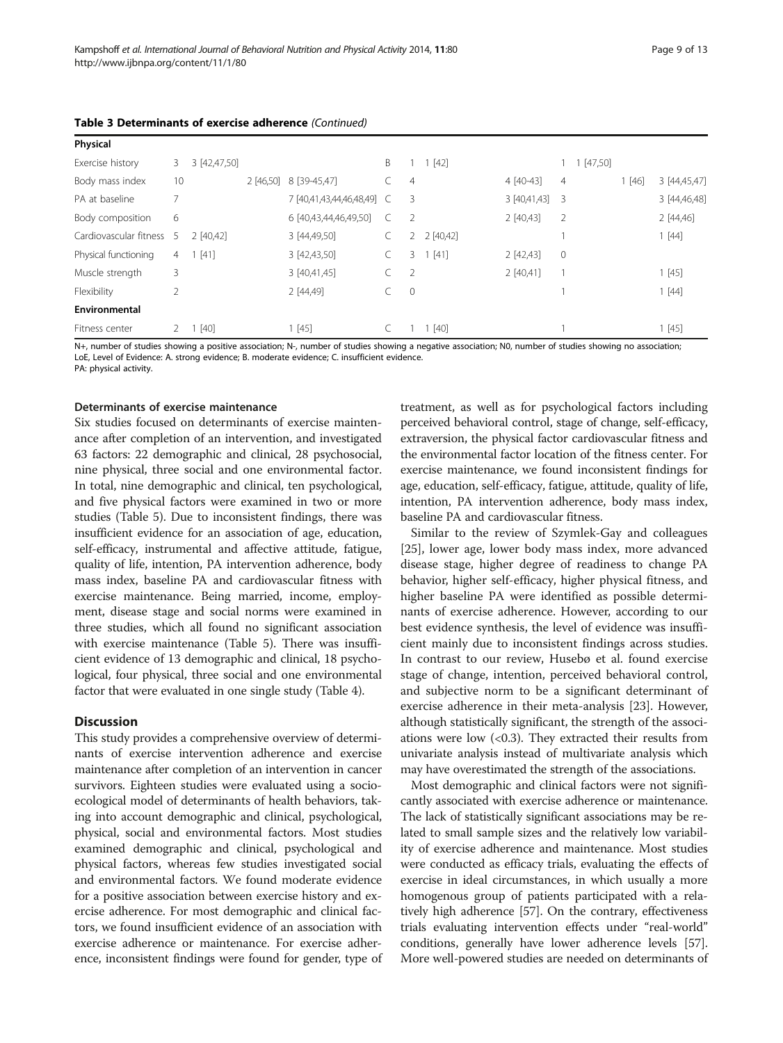**Table 3 Determinants of exercise adherence** *(Continued)*

| Physical | | | | | | | | | | | | | |
|---|---|---|---|---|---|---|---|---|---|---|---|---|---|
| Exercise history | 3 | 3 [42,47,50] | | | B | 1 | 1 [42] | | | 1 | 1 [47,50] | | |
| Body mass index | 10 | | 2 [46,50] | 8 [39-45,47] | C | 4 | | | 4 [40-43] | 4 | | 1 [46] | 3 [44,45,47] |
| PA at baseline | 7 | | | 7 [40,41,43,44,46,48,49] | C | 3 | | | 3 [40,41,43] | 3 | | | 3 [44,46,48] |
| Body composition | 6 | | | 6 [40,43,44,46,49,50] | C | 2 | | | 2 [40,43] | 2 | | | 2 [44,46] |
| Cardiovascular fitness | 5 | 2 [40,42] | | 3 [44,49,50] | C | 2 | 2 [40,42] | | | 1 | | | 1 [44] |
| Physical functioning | 4 | 1 [41] | | 3 [42,43,50] | C | 3 | 1 [41] | | 2 [42,43] | 0 | | | |
| Muscle strength | 3 | | | 3 [40,41,45] | C | 2 | | | 2 [40,41] | 1 | | | 1 [45] |
| Flexibility | 2 | | | 2 [44,49] | C | 0 | | | | 1 | | | 1 [44] |
| **Environmental** | | | | | | | | | | | | | |
| Fitness center | 2 | 1 [40] | | 1 [45] | C | 1 | 1 [40] | | | 1 | | | 1 [45] |

N+, number of studies showing a positive association; N-, number of studies showing a negative association; N0, number of studies showing no association; LoE, Level of Evidence: A. strong evidence; B. moderate evidence; C. insufficient evidence.
PA: physical activity.

#### Determinants of exercise maintenance

Six studies focused on determinants of exercise maintenance after completion of an intervention, and investigated 63 factors: 22 demographic and clinical, 28 psychosocial, nine physical, three social and one environmental factor. In total, nine demographic and clinical, ten psychological, and five physical factors were examined in two or more studies (Table 5). Due to inconsistent findings, there was insufficient evidence for an association of age, education, self-efficacy, instrumental and affective attitude, fatigue, quality of life, intention, PA intervention adherence, body mass index, baseline PA and cardiovascular fitness with exercise maintenance. Being married, income, employment, disease stage and social norms were examined in three studies, which all found no significant association with exercise maintenance (Table 5). There was insufficient evidence of 13 demographic and clinical, 18 psychological, four physical, three social and one environmental factor that were evaluated in one single study (Table 4).

## Discussion

This study provides a comprehensive overview of determinants of exercise intervention adherence and exercise maintenance after completion of an intervention in cancer survivors. Eighteen studies were evaluated using a socio-ecological model of determinants of health behaviors, taking into account demographic and clinical, psychological, physical, social and environmental factors. Most studies examined demographic and clinical, psychological and physical factors, whereas few studies investigated social and environmental factors. We found moderate evidence for a positive association between exercise history and exercise adherence. For most demographic and clinical factors, we found insufficient evidence of an association with exercise adherence or maintenance. For exercise adherence, inconsistent findings were found for gender, type of treatment, as well as for psychological factors including perceived behavioral control, stage of change, self-efficacy, extraversion, the physical factor cardiovascular fitness and the environmental factor location of the fitness center. For exercise maintenance, we found inconsistent findings for age, education, self-efficacy, fatigue, attitude, quality of life, intention, PA intervention adherence, body mass index, baseline PA and cardiovascular fitness.

Similar to the review of Szymlek-Gay and colleagues [25], lower age, lower body mass index, more advanced disease stage, higher degree of readiness to change PA behavior, higher self-efficacy, higher physical fitness, and higher baseline PA were identified as possible determinants of exercise adherence. However, according to our best evidence synthesis, the level of evidence was insufficient mainly due to inconsistent findings across studies. In contrast to our review, Husebø et al. found exercise stage of change, intention, perceived behavioral control, and subjective norm to be a significant determinant of exercise adherence in their meta-analysis [23]. However, although statistically significant, the strength of the associations were low (<0.3). They extracted their results from univariate analysis instead of multivariate analysis which may have overestimated the strength of the associations.

Most demographic and clinical factors were not significantly associated with exercise adherence or maintenance. The lack of statistically significant associations may be related to small sample sizes and the relatively low variability of exercise adherence and maintenance. Most studies were conducted as efficacy trials, evaluating the effects of exercise in ideal circumstances, in which usually a more homogenous group of patients participated with a relatively high adherence [57]. On the contrary, effectiveness trials evaluating intervention effects under "real-world" conditions, generally have lower adherence levels [57]. More well-powered studies are needed on determinants of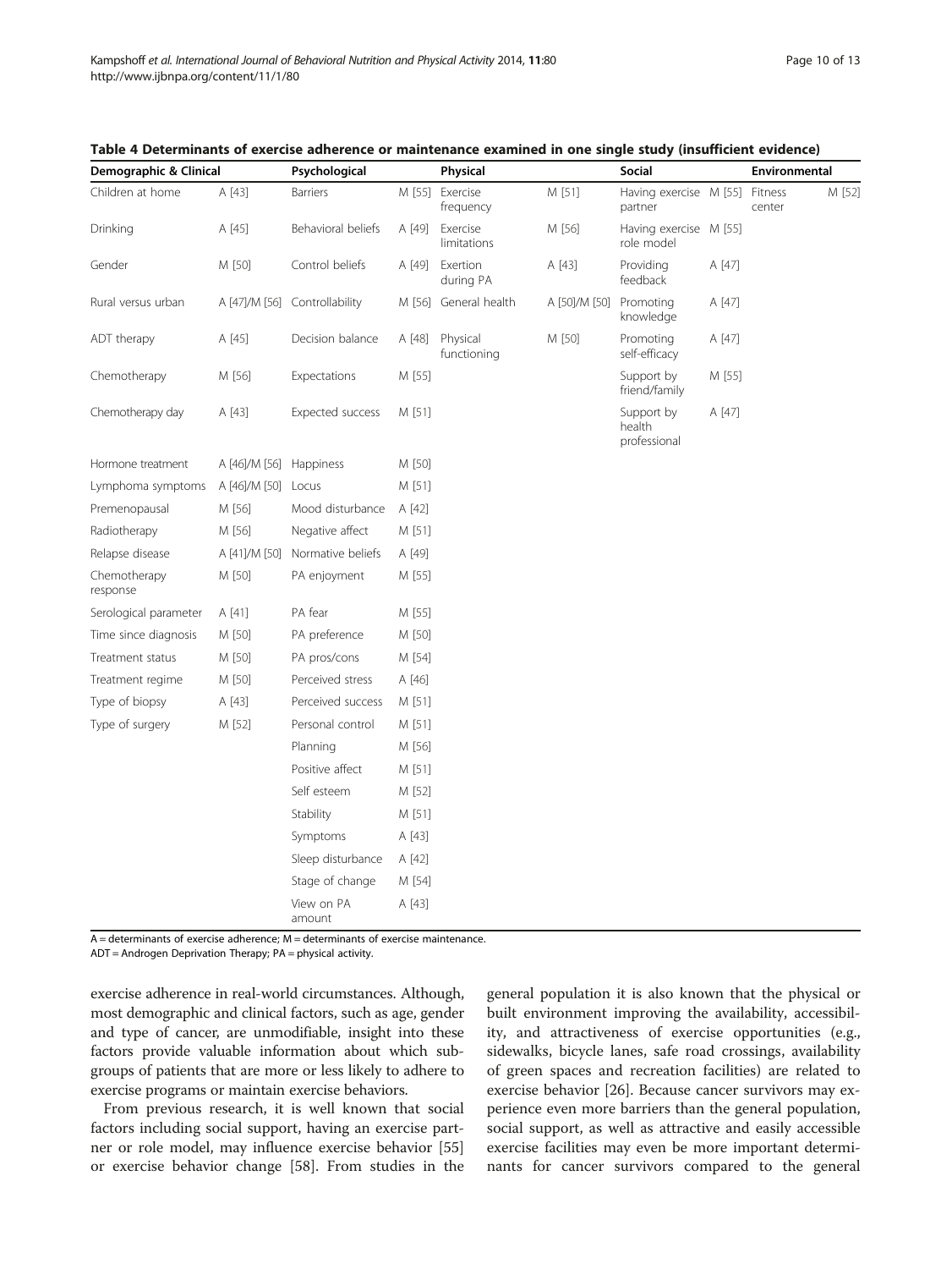**Table 4 Determinants of exercise adherence or maintenance examined in one single study (insufficient evidence)**

| Demographic & Clinical | | Psychological | | Physical | | Social | | Environmental | |
|---|---|---|---|---|---|---|---|---|---|
| Children at home | A [43] | Barriers | M [55] | Exercise frequency | M [51] | Having exercise partner | M [55] | Fitness center | M [52] |
| Drinking | A [45] | Behavioral beliefs | A [49] | Exercise limitations | M [56] | Having exercise role model | M [55] | | |
| Gender | M [50] | Control beliefs | A [49] | Exertion during PA | A [43] | Providing feedback | A [47] | | |
| Rural versus urban | A [47]/M [56] | Controllability | M [56] | General health | A [50]/M [50] | Promoting knowledge | A [47] | | |
| ADT therapy | A [45] | Decision balance | A [48] | Physical functioning | M [50] | Promoting self-efficacy | A [47] | | |
| Chemotherapy | M [56] | Expectations | M [55] | | | Support by friend/family | M [55] | | |
| Chemotherapy day | A [43] | Expected success | M [51] | | | Support by health professional | A [47] | | |
| Hormone treatment | A [46]/M [56] | Happiness | M [50] | | | | | | |
| Lymphoma symptoms | A [46]/M [50] | Locus | M [51] | | | | | | |
| Premenopausal | M [56] | Mood disturbance | A [42] | | | | | | |
| Radiotherapy | M [56] | Negative affect | M [51] | | | | | | |
| Relapse disease | A [41]/M [50] | Normative beliefs | A [49] | | | | | | |
| Chemotherapy response | M [50] | PA enjoyment | M [55] | | | | | | |
| Serological parameter | A [41] | PA fear | M [55] | | | | | | |
| Time since diagnosis | M [50] | PA preference | M [50] | | | | | | |
| Treatment status | M [50] | PA pros/cons | M [54] | | | | | | |
| Treatment regime | M [50] | Perceived stress | A [46] | | | | | | |
| Type of biopsy | A [43] | Perceived success | M [51] | | | | | | |
| Type of surgery | M [52] | Personal control | M [51] | | | | | | |
| | | Planning | M [56] | | | | | | |
| | | Positive affect | M [51] | | | | | | |
| | | Self esteem | M [52] | | | | | | |
| | | Stability | M [51] | | | | | | |
| | | Symptoms | A [43] | | | | | | |
| | | Sleep disturbance | A [42] | | | | | | |
| | | Stage of change | M [54] | | | | | | |
| | | View on PA amount | A [43] | | | | | | |

A = determinants of exercise adherence; M = determinants of exercise maintenance.
ADT = Androgen Deprivation Therapy; PA = physical activity.

exercise adherence in real-world circumstances. Although, most demographic and clinical factors, such as age, gender and type of cancer, are unmodifiable, insight into these factors provide valuable information about which subgroups of patients that are more or less likely to adhere to exercise programs or maintain exercise behaviors.

From previous research, it is well known that social factors including social support, having an exercise partner or role model, may influence exercise behavior [55] or exercise behavior change [58]. From studies in the general population it is also known that the physical or built environment improving the availability, accessibility, and attractiveness of exercise opportunities (e.g., sidewalks, bicycle lanes, safe road crossings, availability of green spaces and recreation facilities) are related to exercise behavior [26]. Because cancer survivors may experience even more barriers than the general population, social support, as well as attractive and easily accessible exercise facilities may even be more important determinants for cancer survivors compared to the general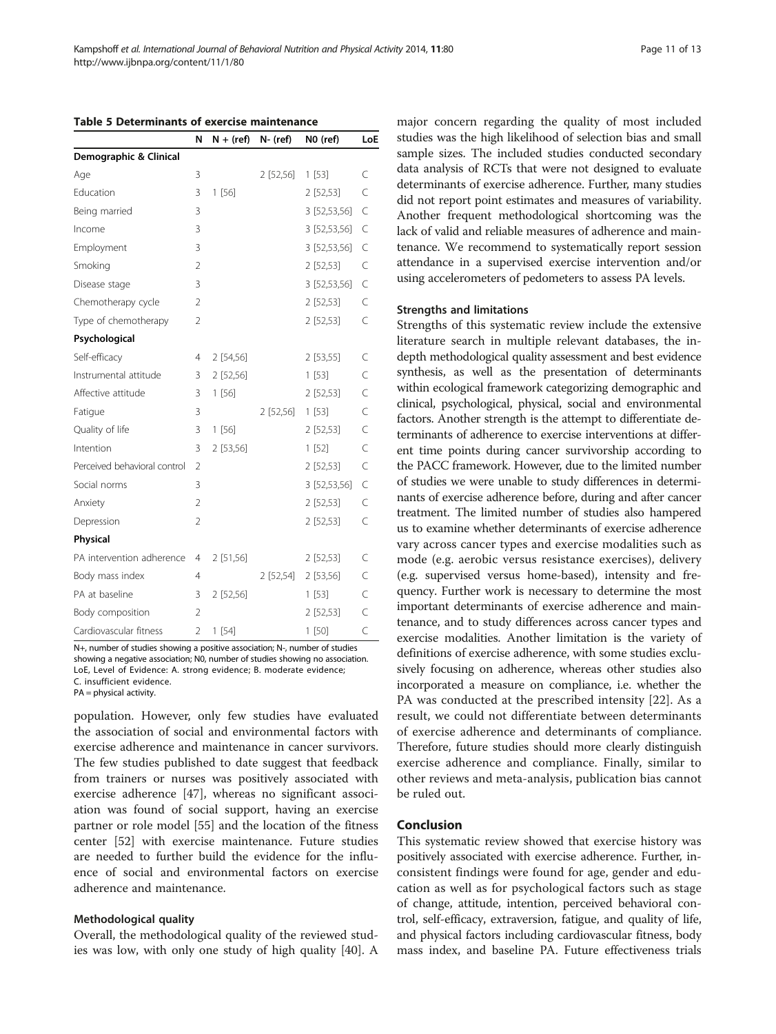**Table 5 Determinants of exercise maintenance**

| | N | N + (ref) | N- (ref) | N0 (ref) | LoE |
|---|---|---|---|---|---|
| **Demographic & Clinical** | | | | | |
| Age | 3 | | 2 [52,56] | 1 [53] | C |
| Education | 3 | 1 [56] | | 2 [52,53] | C |
| Being married | 3 | | | 3 [52,53,56] | C |
| Income | 3 | | | 3 [52,53,56] | C |
| Employment | 3 | | | 3 [52,53,56] | C |
| Smoking | 2 | | | 2 [52,53] | C |
| Disease stage | 3 | | | 3 [52,53,56] | C |
| Chemotherapy cycle | 2 | | | 2 [52,53] | C |
| Type of chemotherapy | 2 | | | 2 [52,53] | C |
| **Psychological** | | | | | |
| Self-efficacy | 4 | 2 [54,56] | | 2 [53,55] | C |
| Instrumental attitude | 3 | 2 [52,56] | | 1 [53] | C |
| Affective attitude | 3 | 1 [56] | | 2 [52,53] | C |
| Fatigue | 3 | | 2 [52,56] | 1 [53] | C |
| Quality of life | 3 | 1 [56] | | 2 [52,53] | C |
| Intention | 3 | 2 [53,56] | | 1 [52] | C |
| Perceived behavioral control | 2 | | | 2 [52,53] | C |
| Social norms | 3 | | | 3 [52,53,56] | C |
| Anxiety | 2 | | | 2 [52,53] | C |
| Depression | 2 | | | 2 [52,53] | C |
| **Physical** | | | | | |
| PA intervention adherence | 4 | 2 [51,56] | | 2 [52,53] | C |
| Body mass index | 4 | | 2 [52,54] | 2 [53,56] | C |
| PA at baseline | 3 | 2 [52,56] | | 1 [53] | C |
| Body composition | 2 | | | 2 [52,53] | C |
| Cardiovascular fitness | 2 | 1 [54] | | 1 [50] | C |

N+, number of studies showing a positive association; N-, number of studies showing a negative association; N0, number of studies showing no association. LoE, Level of Evidence: A. strong evidence; B. moderate evidence; C. insufficient evidence.
PA = physical activity.

population. However, only few studies have evaluated the association of social and environmental factors with exercise adherence and maintenance in cancer survivors. The few studies published to date suggest that feedback from trainers or nurses was positively associated with exercise adherence [47], whereas no significant association was found of social support, having an exercise partner or role model [55] and the location of the fitness center [52] with exercise maintenance. Future studies are needed to further build the evidence for the influence of social and environmental factors on exercise adherence and maintenance.

### Methodological quality

Overall, the methodological quality of the reviewed studies was low, with only one study of high quality [40]. A major concern regarding the quality of most included studies was the high likelihood of selection bias and small sample sizes. The included studies conducted secondary data analysis of RCTs that were not designed to evaluate determinants of exercise adherence. Further, many studies did not report point estimates and measures of variability. Another frequent methodological shortcoming was the lack of valid and reliable measures of adherence and maintenance. We recommend to systematically report session attendance in a supervised exercise intervention and/or using accelerometers of pedometers to assess PA levels.

### Strengths and limitations

Strengths of this systematic review include the extensive literature search in multiple relevant databases, the in-depth methodological quality assessment and best evidence synthesis, as well as the presentation of determinants within ecological framework categorizing demographic and clinical, psychological, physical, social and environmental factors. Another strength is the attempt to differentiate determinants of adherence to exercise interventions at different time points during cancer survivorship according to the PACC framework. However, due to the limited number of studies we were unable to study differences in determinants of exercise adherence before, during and after cancer treatment. The limited number of studies also hampered us to examine whether determinants of exercise adherence vary across cancer types and exercise modalities such as mode (e.g. aerobic versus resistance exercises), delivery (e.g. supervised versus home-based), intensity and frequency. Further work is necessary to determine the most important determinants of exercise adherence and maintenance, and to study differences across cancer types and exercise modalities. Another limitation is the variety of definitions of exercise adherence, with some studies exclusively focusing on adherence, whereas other studies also incorporated a measure on compliance, i.e. whether the PA was conducted at the prescribed intensity [22]. As a result, we could not differentiate between determinants of exercise adherence and determinants of compliance. Therefore, future studies should more clearly distinguish exercise adherence and compliance. Finally, similar to other reviews and meta-analysis, publication bias cannot be ruled out.

## Conclusion

This systematic review showed that exercise history was positively associated with exercise adherence. Further, inconsistent findings were found for age, gender and education as well as for psychological factors such as stage of change, attitude, intention, perceived behavioral control, self-efficacy, extraversion, fatigue, and quality of life, and physical factors including cardiovascular fitness, body mass index, and baseline PA. Future effectiveness trials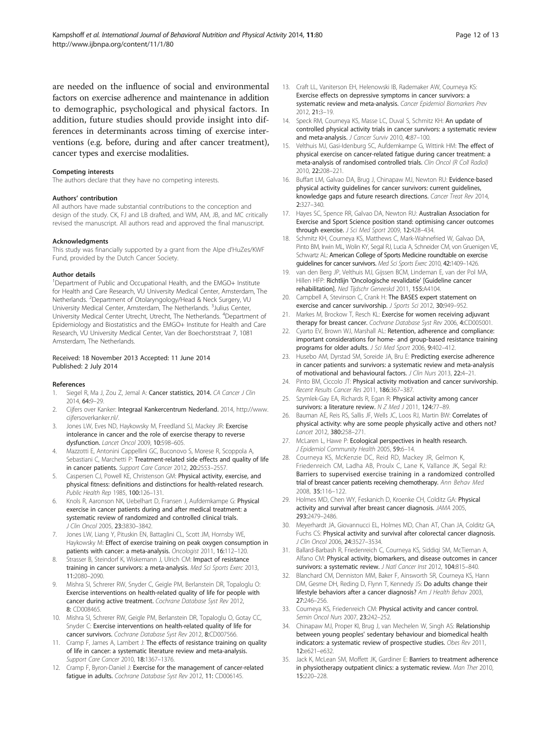are needed on the influence of social and environmental factors on exercise adherence and maintenance in addition to demographic, psychological and physical factors. In addition, future studies should provide insight into differences in determinants across timing of exercise interventions (e.g. before, during and after cancer treatment), cancer types and exercise modalities.

#### Competing interests

The authors declare that they have no competing interests.

#### Authors' contribution

All authors have made substantial contributions to the conception and design of the study. CK, FJ and LB drafted, and WM, AM, JB, and MC critically revised the manuscript. All authors read and approved the final manuscript.

#### Acknowledgments

This study was financially supported by a grant from the Alpe d'HuZes/KWF Fund, provided by the Dutch Cancer Society.

#### Author details

[1]Department of Public and Occupational Health, and the EMGO+ Institute for Health and Care Research, VU University Medical Center, Amsterdam, The Netherlands. [2]Department of Otolaryngology/Head & Neck Surgery, VU University Medical Center, Amsterdam, The Netherlands. [3]Julius Center, University Medical Center Utrecht, Utrecht, The Netherlands. [4]Department of Epidemiology and Biostatistics and the EMGO+ Institute for Health and Care Research, VU University Medical Center, Van der Boechorststraat 7, 1081 Amsterdam, The Netherlands.

Received: 18 November 2013 Accepted: 11 June 2014
Published: 2 July 2014

#### References

1. Siegel R, Ma J, Zou Z, Jemal A: **Cancer statistics, 2014.** *CA Cancer J Clin* 2014, **64**:9–29.
2. Cijfers over Kanker: **Integraal Kankercentrum Nederland.** 2014, http://www.cijfersoverkanker.nl/.
3. Jones LW, Eves ND, Haykowsky M, Freedland SJ, Mackey JR: **Exercise intolerance in cancer and the role of exercise therapy to reverse dysfunction.** *Lancet Oncol* 2009, **10**:598–605.
4. Mazzotti E, Antonini Cappellini GC, Buconovo S, Morese R, Scoppola A, Sebastiani C, Marchetti P: **Treatment-related side effects and quality of life in cancer patients.** *Support Care Cancer* 2012, **20**:2553–2557.
5. Caspersen CJ, Powell KE, Christenson GM: **Physical activity, exercise, and physical fitness: definitions and distinctions for health-related research.** *Public Health Rep* 1985, **100**:126–131.
6. Knols R, Aaronson NK, Uebelhart D, Fransen J, Aufdemkampe G: **Physical exercise in cancer patients during and after medical treatment: a systematic review of randomized and controlled clinical trials.** *J Clin Oncol* 2005, **23**:3830–3842.
7. Jones LW, Liang Y, Pituskin EN, Battaglini CL, Scott JM, Hornsby WE, Haykowsky M: **Effect of exercise training on peak oxygen consumption in patients with cancer: a meta-analysis.** *Oncologist* 2011, **16**:112–120.
8. Strasser B, Steindorf K, Wiskemann J, Ulrich CM: **Impact of resistance training in cancer survivors: a meta-analysis.** *Med Sci Sports Exerc* 2013, **11**:2080–2090.
9. Mishra SI, Schrerer RW, Snyder C, Geigle PM, Berlanstein DR, Topaloglu O: **Exercise interventions on health-related quality of life for people with cancer during active treatment.** *Cochrane Database Syst Rev* 2012, **8**: CD008465.
10. Mishra SI, Schrerer RW, Geigle PM, Berlanstein DR, Topaloglu O, Gotay CC, Snyder C: **Exercise interventions on health-related quality of life for cancer survivors.** *Cochrane Database Syst Rev* 2012, **8**:CD007566.
11. Cramp F, James A, Lambert J: **The effects of resistance training on quality of life in cancer: a systematic literature review and meta-analysis.** *Support Care Cancer* 2010, **18**:1367–1376.
12. Cramp F, Byron-Daniel J: **Exercise for the management of cancer-related fatigue in adults.** *Cochrane Database Syst Rev* 2012, **11**: CD006145.
13. Craft LL, Vaniterson EH, Helenowski IB, Rademaker AW, Courneya KS: **Exercise effects on depressive symptoms in cancer survivors: a systematic review and meta-analysis.** *Cancer Epidemiol Biomarkers Prev* 2012, **21**:3–19.
14. Speck RM, Courneya KS, Masse LC, Duval S, Schmitz KH: **An update of controlled physical activity trials in cancer survivors: a systematic review and meta-analysis.** *J Cancer Surviv* 2010, **4**:87–100.
15. Velthuis MJ, Gasi-Idenburg SC, Aufdemkampe G, Wittink HM: **The effect of physical exercise on cancer-related fatigue during cancer treatment: a meta-analysis of randomised controlled trials.** *Clin Oncol (R Coll Radiol)* 2010, **22**:208–221.
16. Buffart LM, Galvao DA, Brug J, Chinapaw MJ, Newton RU: **Evidence-based physical activity guidelines for cancer survivors: current guidelines, knowledge gaps and future research directions.** *Cancer Treat Rev* 2014, **2**:327–340.
17. Hayes SC, Spence RR, Galvao DA, Newton RU: **Australian Association for Exercise and Sport Science position stand: optimising cancer outcomes through exercise.** *J Sci Med Sport* 2009, **12**:428–434.
18. Schmitz KH, Courneya KS, Matthews C, Mark-Wahnefried W, Galvao DA, Pinto BM, Irwin ML, Wolin KY, Segal RJ, Lucia A, Schneider CM, von Gruenigen VE, Schwartz AL: **American College of Sports Medicine roundtable on exercise guidelines for cancer survivors.** *Med Sci Sports Exerc* 2010, **42**:1409–1426.
19. van den Berg JP, Velthuis MJ, Gijssen BCM, Lindeman E, van der Pol MA, Hillen HFP: **Richtlijn 'Oncologische revalidatie' [Guideline cancer rehabilitation].** *Ned Tijdschr Geneeskd* 2011, **155**:A4104.
20. Campbell A, Stevinson C, Crank H: **The BASES expert statement on exercise and cancer survivorship.** *J Sports Sci* 2012, **30**:949–952.
21. Markes M, Brockow T, Resch KL: **Exercise for women receiving adjuvant therapy for breast cancer.** *Cochrane Database Syst Rev* 2006, **4**:CD005001.
22. Cyarto EV, Brown WJ, Marshall AL: **Retention, adherence and compliance: important considerations for home- and group-based resistance training programs for older adults.** *J Sci Med Sport* 2006, **9**:402–412.
23. Husebo AM, Dyrstad SM, Soreide JA, Bru E: **Predicting exercise adherence in cancer patients and survivors: a systematic review and meta-analysis of motivational and behavioural factors.** *J Clin Nurs* 2013, **22**:4–21.
24. Pinto BM, Ciccolo JT: **Physical activity motivation and cancer survivorship.** *Recent Results Cancer Res* 2011, **186**:367–387.
25. Szymlek-Gay EA, Richards R, Egan R: **Physical activity among cancer survivors: a literature review.** *N Z Med J* 2011, **124**:77–89.
26. Bauman AE, Reis RS, Sallis JF, Wells JC, Loos RJ, Martin BW: **Correlates of physical activity: why are some people physically active and others not?** *Lancet* 2012, **380**:258–271.
27. McLaren L, Hawe P: **Ecological perspectives in health research.** *J Epidemiol Community Health* 2005, **59**:6–14.
28. Courneya KS, McKenzie DC, Reid RD, Mackey JR, Gelmon K, Friedenreich CM, Ladha AB, Proulx C, Lane K, Vallance JK, Segal RJ: **Barriers to supervised exercise training in a randomized controlled trial of breast cancer patients receiving chemotherapy.** *Ann Behav Med* 2008, **35**:116–122.
29. Holmes MD, Chen WY, Feskanich D, Kroenke CH, Colditz GA: **Physical activity and survival after breast cancer diagnosis.** *JAMA* 2005, **293**:2479–2486.
30. Meyerhardt JA, Giovannucci EL, Holmes MD, Chan AT, Chan JA, Colditz GA, Fuchs CS: **Physical activity and survival after colorectal cancer diagnosis.** *J Clin Oncol* 2006, **24**:3527–3534.
31. Ballard-Barbash R, Friedenreich C, Courneya KS, Siddiqi SM, McTiernan A, Alfano CM: **Physical activity, biomarkers, and disease outcomes in cancer survivors: a systematic review.** *J Natl Cancer Inst* 2012, **104**:815–840.
32. Blanchard CM, Denniston MM, Baker F, Ainsworth SR, Courneya KS, Hann DM, Gesme DH, Reding D, Flynn T, Kennedy JS: **Do adults change their lifestyle behaviors after a cancer diagnosis?** *Am J Health Behav* 2003, **27**:246–256.
33. Courneya KS, Friedenreich CM: **Physical activity and cancer control.** *Semin Oncol Nurs* 2007, **23**:242–252.
34. Chinapaw MJ, Proper KI, Brug J, van Mechelen W, Singh AS: **Relationship between young peoples' sedentary behaviour and biomedical health indicators: a systematic review of prospective studies.** *Obes Rev* 2011, **12**:e621–e632.
35. Jack K, McLean SM, Moffett JK, Gardiner E: **Barriers to treatment adherence in physiotherapy outpatient clinics: a systematic review.** *Man Ther* 2010, **15**:220–228.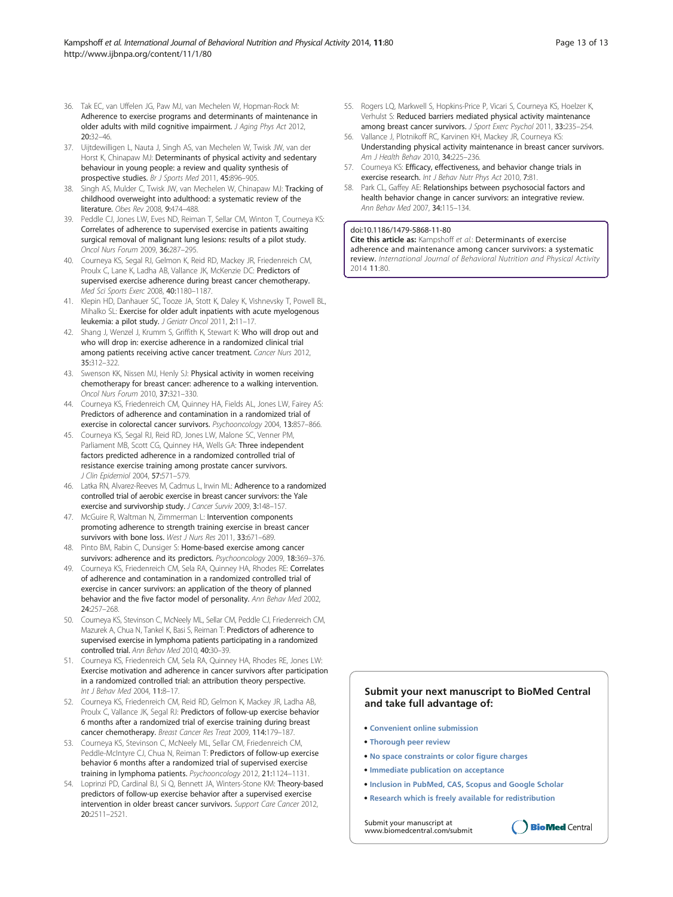36. Tak EC, van Uffelen JG, Paw MJ, van Mechelen W, Hopman-Rock M: **Adherence to exercise programs and determinants of maintenance in older adults with mild cognitive impairment.** *J Aging Phys Act* 2012, **20:**32–46.
37. Uijtdewilligen L, Nauta J, Singh AS, van Mechelen W, Twisk JW, van der Horst K, Chinapaw MJ: **Determinants of physical activity and sedentary behaviour in young people: a review and quality synthesis of prospective studies.** *Br J Sports Med* 2011, **45:**896–905.
38. Singh AS, Mulder C, Twisk JW, van Mechelen W, Chinapaw MJ: **Tracking of childhood overweight into adulthood: a systematic review of the literature.** *Obes Rev* 2008, **9:**474–488.
39. Peddle CJ, Jones LW, Eves ND, Reiman T, Sellar CM, Winton T, Courneya KS: **Correlates of adherence to supervised exercise in patients awaiting surgical removal of malignant lung lesions: results of a pilot study.** *Oncol Nurs Forum* 2009, **36:**287–295.
40. Courneya KS, Segal RJ, Gelmon K, Reid RD, Mackey JR, Friedenreich CM, Proulx C, Lane K, Ladha AB, Vallance JK, McKenzie DC: **Predictors of supervised exercise adherence during breast cancer chemotherapy.** *Med Sci Sports Exerc* 2008, **40:**1180–1187.
41. Klepin HD, Danhauer SC, Tooze JA, Stott K, Daley K, Vishnevsky T, Powell BL, Mihalko SL: **Exercise for older adult inpatients with acute myelogenous leukemia: a pilot study.** *J Geriatr Oncol* 2011, **2:**11–17.
42. Shang J, Wenzel J, Krumm S, Griffith K, Stewart K: **Who will drop out and who will drop in: exercise adherence in a randomized clinical trial among patients receiving active cancer treatment.** *Cancer Nurs* 2012, **35:**312–322.
43. Swenson KK, Nissen MJ, Henly SJ: **Physical activity in women receiving chemotherapy for breast cancer: adherence to a walking intervention.** *Oncol Nurs Forum* 2010, **37:**321–330.
44. Courneya KS, Friedenreich CM, Quinney HA, Fields AL, Jones LW, Fairey AS: **Predictors of adherence and contamination in a randomized trial of exercise in colorectal cancer survivors.** *Psychooncology* 2004, **13:**857–866.
45. Courneya KS, Segal RJ, Reid RD, Jones LW, Malone SC, Venner PM, Parliament MB, Scott CG, Quinney HA, Wells GA: **Three independent factors predicted adherence in a randomized controlled trial of resistance exercise training among prostate cancer survivors.** *J Clin Epidemiol* 2004, **57:**571–579.
46. Latka RN, Alvarez-Reeves M, Cadmus L, Irwin ML: **Adherence to a randomized controlled trial of aerobic exercise in breast cancer survivors: the Yale exercise and survivorship study.** *J Cancer Surviv* 2009, **3:**148–157.
47. McGuire R, Waltman N, Zimmerman L: **Intervention components promoting adherence to strength training exercise in breast cancer survivors with bone loss.** *West J Nurs Res* 2011, **33:**671–689.
48. Pinto BM, Rabin C, Dunsiger S: **Home-based exercise among cancer survivors: adherence and its predictors.** *Psychooncology* 2009, **18:**369–376.
49. Courneya KS, Friedenreich CM, Sela RA, Quinney HA, Rhodes RE: **Correlates of adherence and contamination in a randomized controlled trial of exercise in cancer survivors: an application of the theory of planned behavior and the five factor model of personality.** *Ann Behav Med* 2002, **24:**257–268.
50. Courneya KS, Stevinson C, McNeely ML, Sellar CM, Peddle CJ, Friedenreich CM, Mazurek A, Chua N, Tankel K, Basi S, Reiman T: **Predictors of adherence to supervised exercise in lymphoma patients participating in a randomized controlled trial.** *Ann Behav Med* 2010, **40:**30–39.
51. Courneya KS, Friedenreich CM, Sela RA, Quinney HA, Rhodes RE, Jones LW: **Exercise motivation and adherence in cancer survivors after participation in a randomized controlled trial: an attribution theory perspective.** *Int J Behav Med* 2004, **11:**8–17.
52. Courneya KS, Friedenreich CM, Reid RD, Gelmon K, Mackey JR, Ladha AB, Proulx C, Vallance JK, Segal RJ: **Predictors of follow-up exercise behavior 6 months after a randomized trial of exercise training during breast cancer chemotherapy.** *Breast Cancer Res Treat* 2009, **114:**179–187.
53. Courneya KS, Stevinson C, McNeely ML, Sellar CM, Friedenreich CM, Peddle-McIntyre CJ, Chua N, Reiman T: **Predictors of follow-up exercise behavior 6 months after a randomized trial of supervised exercise training in lymphoma patients.** *Psychooncology* 2012, **21:**1124–1131.
54. Loprinzi PD, Cardinal BJ, Si Q, Bennett JA, Winters-Stone KM: **Theory-based predictors of follow-up exercise behavior after a supervised exercise intervention in older breast cancer survivors.** *Support Care Cancer* 2012, **20:**2511–2521.
55. Rogers LQ, Markwell S, Hopkins-Price P, Vicari S, Courneya KS, Hoelzer K, Verhulst S: **Reduced barriers mediated physical activity maintenance among breast cancer survivors.** *J Sport Exerc Psychol* 2011, **33:**235–254.
56. Vallance J, Plotnikoff RC, Karvinen KH, Mackey JR, Courneya KS: **Understanding physical activity maintenance in breast cancer survivors.** *Am J Health Behav* 2010, **34:**225–236.
57. Courneya KS: **Efficacy, effectiveness, and behavior change trials in exercise research.** *Int J Behav Nutr Phys Act* 2010, **7:**81.
58. Park CL, Gaffey AE: **Relationships between psychosocial factors and health behavior change in cancer survivors: an integrative review.** *Ann Behav Med* 2007, **34:**115–134.

doi:10.1186/1479-5868-11-80
**Cite this article as:** Kampshoff *et al.*: Determinants of exercise adherence and maintenance among cancer survivors: a systematic review. *International Journal of Behavioral Nutrition and Physical Activity* 2014 **11**:80.

**Submit your next manuscript to BioMed Central and take full advantage of:**

- **Convenient online submission**
- **Thorough peer review**
- **No space constraints or color figure charges**
- **Immediate publication on acceptance**
- **Inclusion in PubMed, CAS, Scopus and Google Scholar**
- **Research which is freely available for redistribution**

Submit your manuscript at
www.biomedcentral.com/submit